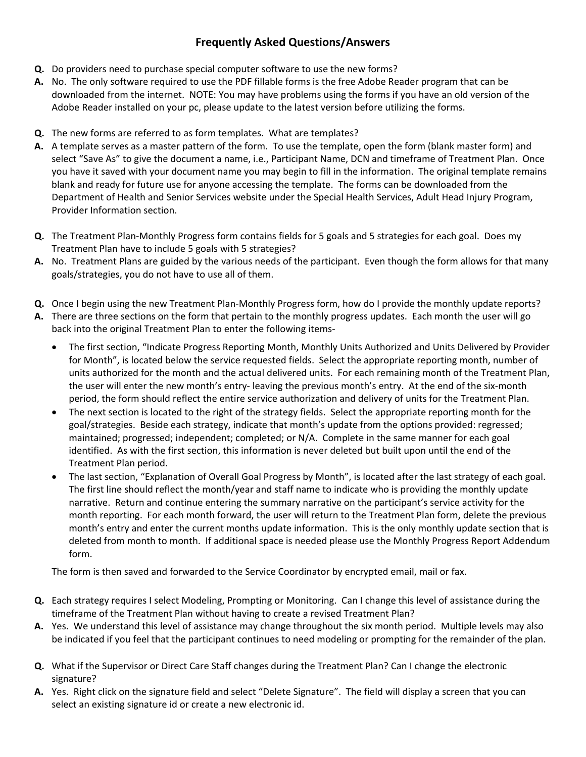# Frequently Asked Questions/Answers

**Q.** Do providers need to purchase special computer software to use the new forms?

**A.** No. The only software required to use the PDF fillable forms is the free Adobe Reader program that can be downloaded from the internet. NOTE: You may have problems using the forms if you have an old version of the Adobe Reader installed on your pc, please update to the latest version before utilizing the forms.

**Q.** The new forms are referred to as form templates. What are templates?

**A.** A template serves as a master pattern of the form. To use the template, open the form (blank master form) and select "Save As" to give the document a name, i.e., Participant Name, DCN and timeframe of Treatment Plan. Once you have it saved with your document name you may begin to fill in the information. The original template remains blank and ready for future use for anyone accessing the template. The forms can be downloaded from the Department of Health and Senior Services website under the Special Health Services, Adult Head Injury Program, Provider Information section.

**Q.** The Treatment Plan-Monthly Progress form contains fields for 5 goals and 5 strategies for each goal. Does my Treatment Plan have to include 5 goals with 5 strategies?

**A.** No. Treatment Plans are guided by the various needs of the participant. Even though the form allows for that many goals/strategies, you do not have to use all of them.

**Q.** Once I begin using the new Treatment Plan-Monthly Progress form, how do I provide the monthly update reports?

**A.** There are three sections on the form that pertain to the monthly progress updates. Each month the user will go back into the original Treatment Plan to enter the following items-

- The first section, "Indicate Progress Reporting Month, Monthly Units Authorized and Units Delivered by Provider for Month", is located below the service requested fields. Select the appropriate reporting month, number of units authorized for the month and the actual delivered units. For each remaining month of the Treatment Plan, the user will enter the new month's entry- leaving the previous month's entry. At the end of the six-month period, the form should reflect the entire service authorization and delivery of units for the Treatment Plan.
- The next section is located to the right of the strategy fields. Select the appropriate reporting month for the goal/strategies. Beside each strategy, indicate that month's update from the options provided: regressed; maintained; progressed; independent; completed; or N/A. Complete in the same manner for each goal identified. As with the first section, this information is never deleted but built upon until the end of the Treatment Plan period.
- The last section, "Explanation of Overall Goal Progress by Month", is located after the last strategy of each goal. The first line should reflect the month/year and staff name to indicate who is providing the monthly update narrative. Return and continue entering the summary narrative on the participant's service activity for the month reporting. For each month forward, the user will return to the Treatment Plan form, delete the previous month's entry and enter the current months update information. This is the only monthly update section that is deleted from month to month. If additional space is needed please use the Monthly Progress Report Addendum form.

The form is then saved and forwarded to the Service Coordinator by encrypted email, mail or fax.

**Q.** Each strategy requires I select Modeling, Prompting or Monitoring. Can I change this level of assistance during the timeframe of the Treatment Plan without having to create a revised Treatment Plan?

**A.** Yes. We understand this level of assistance may change throughout the six month period. Multiple levels may also be indicated if you feel that the participant continues to need modeling or prompting for the remainder of the plan.

**Q.** What if the Supervisor or Direct Care Staff changes during the Treatment Plan? Can I change the electronic signature?

**A.** Yes. Right click on the signature field and select "Delete Signature". The field will display a screen that you can select an existing signature id or create a new electronic id.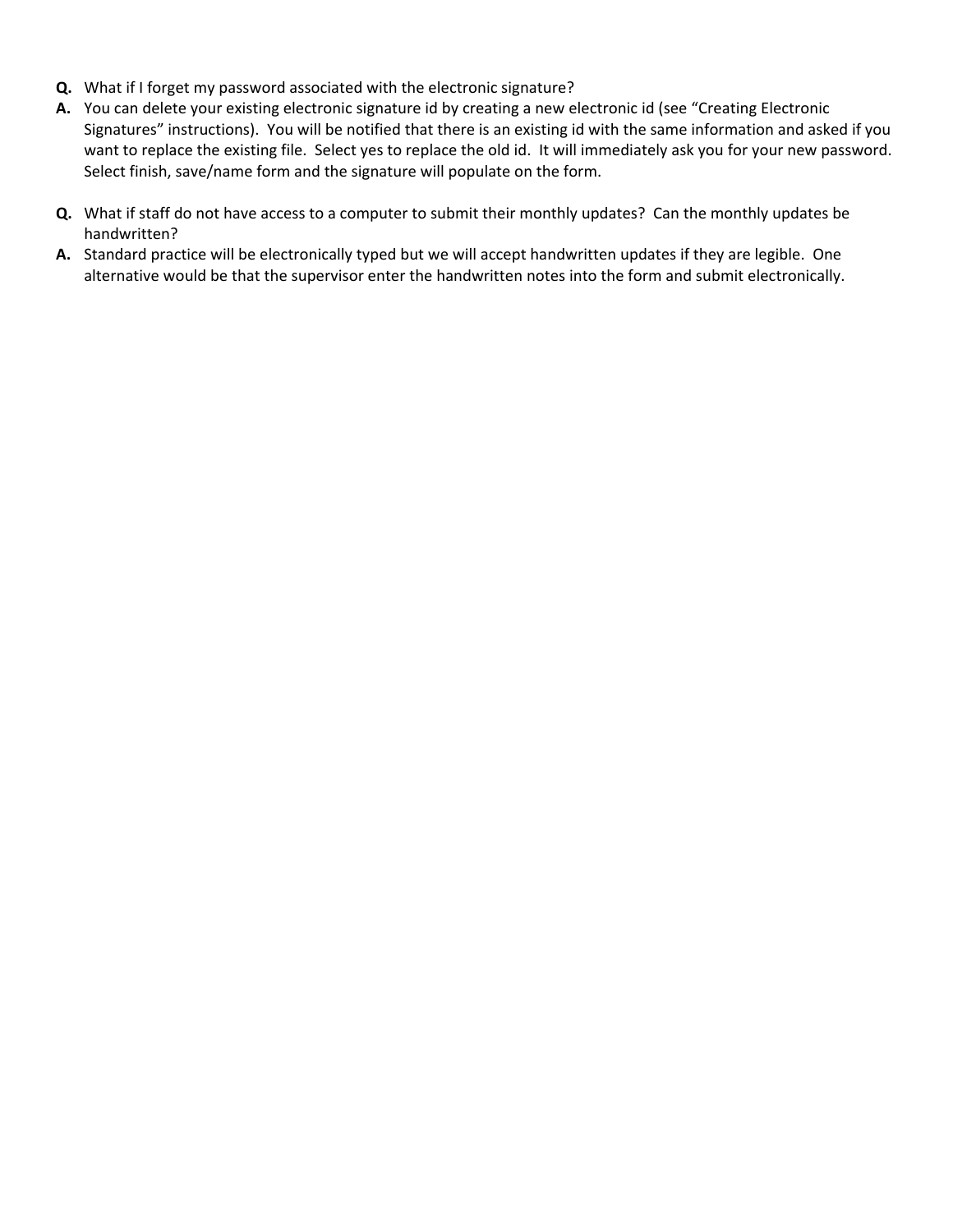**Q.** What if I forget my password associated with the electronic signature?

**A.** You can delete your existing electronic signature id by creating a new electronic id (see "Creating Electronic Signatures" instructions). You will be notified that there is an existing id with the same information and asked if you want to replace the existing file. Select yes to replace the old id. It will immediately ask you for your new password. Select finish, save/name form and the signature will populate on the form.

**Q.** What if staff do not have access to a computer to submit their monthly updates? Can the monthly updates be handwritten?

**A.** Standard practice will be electronically typed but we will accept handwritten updates if they are legible. One alternative would be that the supervisor enter the handwritten notes into the form and submit electronically.